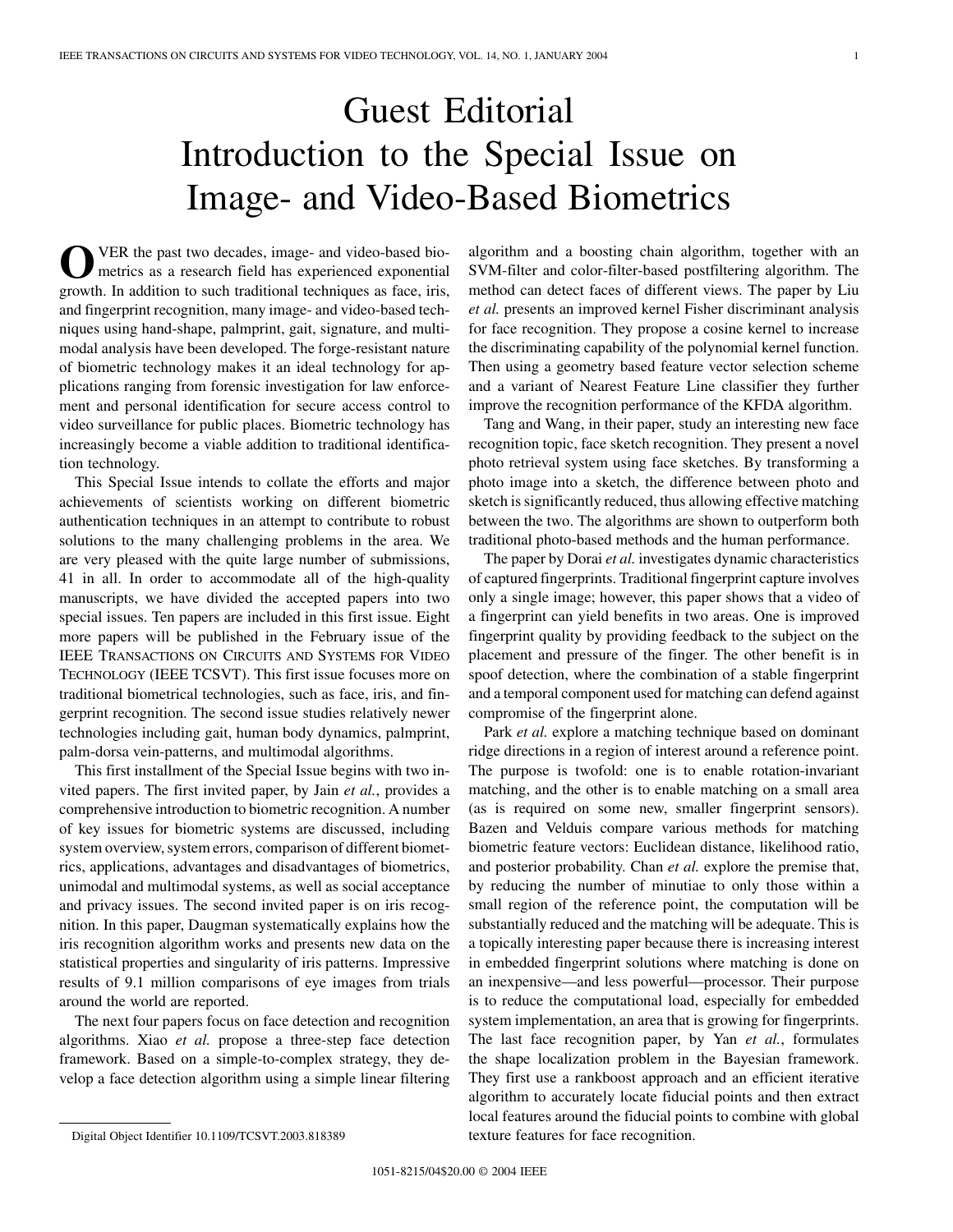# Guest Editorial
# Introduction to the Special Issue on Image- and Video-Based Biometrics

OVER the past two decades, image- and video-based biometrics as a research field has experienced exponential growth. In addition to such traditional techniques as face, iris, and fingerprint recognition, many image- and video-based techniques using hand-shape, palmprint, gait, signature, and multimodal analysis have been developed. The forge-resistant nature of biometric technology makes it an ideal technology for applications ranging from forensic investigation for law enforcement and personal identification for secure access control to video surveillance for public places. Biometric technology has increasingly become a viable addition to traditional identification technology.

This Special Issue intends to collate the efforts and major achievements of scientists working on different biometric authentication techniques in an attempt to contribute to robust solutions to the many challenging problems in the area. We are very pleased with the quite large number of submissions, 41 in all. In order to accommodate all of the high-quality manuscripts, we have divided the accepted papers into two special issues. Ten papers are included in this first issue. Eight more papers will be published in the February issue of the IEEE TRANSACTIONS ON CIRCUITS AND SYSTEMS FOR VIDEO TECHNOLOGY (IEEE TCSVT). This first issue focuses more on traditional biometrical technologies, such as face, iris, and fingerprint recognition. The second issue studies relatively newer technologies including gait, human body dynamics, palmprint, palm-dorsa vein-patterns, and multimodal algorithms.

This first installment of the Special Issue begins with two invited papers. The first invited paper, by Jain *et al.*, provides a comprehensive introduction to biometric recognition. A number of key issues for biometric systems are discussed, including system overview, system errors, comparison of different biometrics, applications, advantages and disadvantages of biometrics, unimodal and multimodal systems, as well as social acceptance and privacy issues. The second invited paper is on iris recognition. In this paper, Daugman systematically explains how the iris recognition algorithm works and presents new data on the statistical properties and singularity of iris patterns. Impressive results of 9.1 million comparisons of eye images from trials around the world are reported.

The next four papers focus on face detection and recognition algorithms. Xiao *et al.* propose a three-step face detection framework. Based on a simple-to-complex strategy, they develop a face detection algorithm using a simple linear filtering algorithm and a boosting chain algorithm, together with an SVM-filter and color-filter-based postfiltering algorithm. The method can detect faces of different views. The paper by Liu *et al.* presents an improved kernel Fisher discriminant analysis for face recognition. They propose a cosine kernel to increase the discriminating capability of the polynomial kernel function. Then using a geometry based feature vector selection scheme and a variant of Nearest Feature Line classifier they further improve the recognition performance of the KFDA algorithm.

Tang and Wang, in their paper, study an interesting new face recognition topic, face sketch recognition. They present a novel photo retrieval system using face sketches. By transforming a photo image into a sketch, the difference between photo and sketch is significantly reduced, thus allowing effective matching between the two. The algorithms are shown to outperform both traditional photo-based methods and the human performance.

The paper by Dorai *et al.* investigates dynamic characteristics of captured fingerprints. Traditional fingerprint capture involves only a single image; however, this paper shows that a video of a fingerprint can yield benefits in two areas. One is improved fingerprint quality by providing feedback to the subject on the placement and pressure of the finger. The other benefit is in spoof detection, where the combination of a stable fingerprint and a temporal component used for matching can defend against compromise of the fingerprint alone.

Park *et al.* explore a matching technique based on dominant ridge directions in a region of interest around a reference point. The purpose is twofold: one is to enable rotation-invariant matching, and the other is to enable matching on a small area (as is required on some new, smaller fingerprint sensors). Bazen and Velduis compare various methods for matching biometric feature vectors: Euclidean distance, likelihood ratio, and posterior probability. Chan *et al.* explore the premise that, by reducing the number of minutiae to only those within a small region of the reference point, the computation will be substantially reduced and the matching will be adequate. This is a topically interesting paper because there is increasing interest in embedded fingerprint solutions where matching is done on an inexpensive—and less powerful—processor. Their purpose is to reduce the computational load, especially for embedded system implementation, an area that is growing for fingerprints. The last face recognition paper, by Yan *et al.*, formulates the shape localization problem in the Bayesian framework. They first use a rankboost approach and an efficient iterative algorithm to accurately locate fiducial points and then extract local features around the fiducial points to combine with global texture features for face recognition.

Digital Object Identifier 10.1109/TCSVT.2003.818389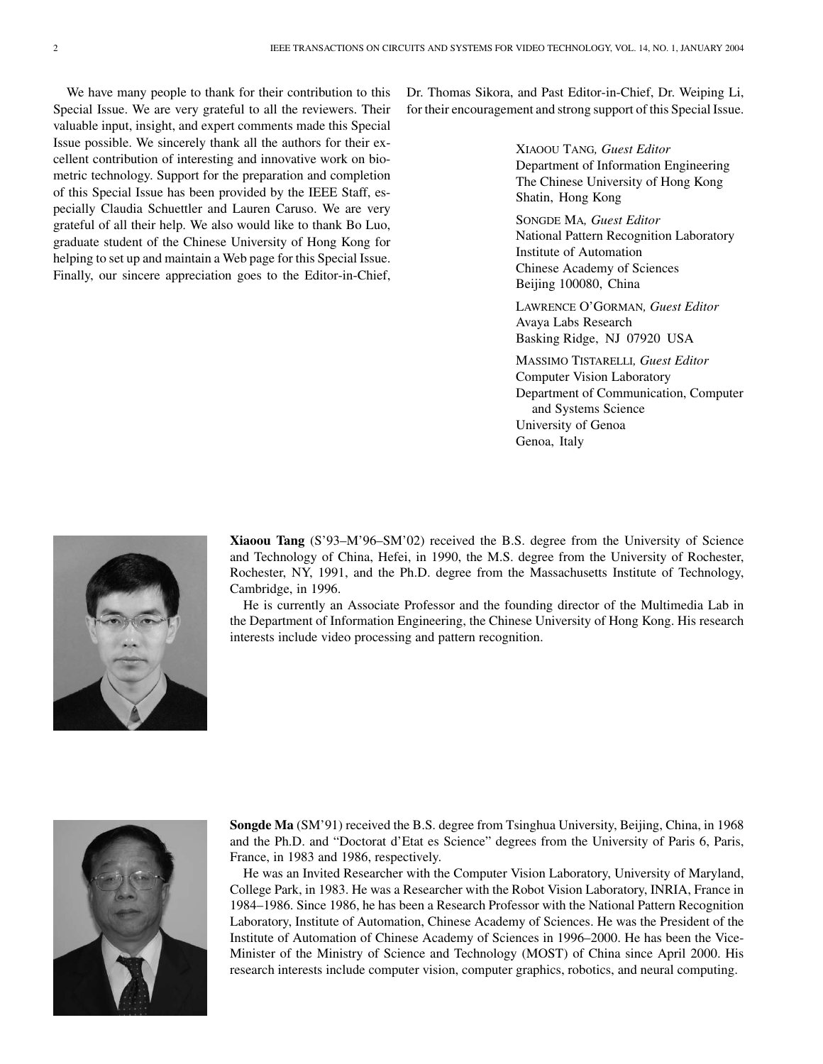We have many people to thank for their contribution to this Special Issue. We are very grateful to all the reviewers. Their valuable input, insight, and expert comments made this Special Issue possible. We sincerely thank all the authors for their excellent contribution of interesting and innovative work on biometric technology. Support for the preparation and completion of this Special Issue has been provided by the IEEE Staff, especially Claudia Schuettler and Lauren Caruso. We are very grateful of all their help. We also would like to thank Bo Luo, graduate student of the Chinese University of Hong Kong for helping to set up and maintain a Web page for this Special Issue. Finally, our sincere appreciation goes to the Editor-in-Chief, Dr. Thomas Sikora, and Past Editor-in-Chief, Dr. Weiping Li, for their encouragement and strong support of this Special Issue.

XIAOOU TANG, *Guest Editor*
Department of Information Engineering
The Chinese University of Hong Kong
Shatin, Hong Kong

SONGDE MA, *Guest Editor*
National Pattern Recognition Laboratory
Institute of Automation
Chinese Academy of Sciences
Beijing 100080, China

LAWRENCE O'GORMAN, *Guest Editor*
Avaya Labs Research
Basking Ridge, NJ 07920 USA

MASSIMO TISTARELLI, *Guest Editor*
Computer Vision Laboratory
Department of Communication, Computer and Systems Science
University of Genoa
Genoa, Italy

**Xiaoou Tang** (S'93–M'96–SM'02) received the B.S. degree from the University of Science and Technology of China, Hefei, in 1990, the M.S. degree from the University of Rochester, Rochester, NY, 1991, and the Ph.D. degree from the Massachusetts Institute of Technology, Cambridge, in 1996.

He is currently an Associate Professor and the founding director of the Multimedia Lab in the Department of Information Engineering, the Chinese University of Hong Kong. His research interests include video processing and pattern recognition.

**Songde Ma** (SM'91) received the B.S. degree from Tsinghua University, Beijing, China, in 1968 and the Ph.D. and "Doctorat d'Etat es Science" degrees from the University of Paris 6, Paris, France, in 1983 and 1986, respectively.

He was an Invited Researcher with the Computer Vision Laboratory, University of Maryland, College Park, in 1983. He was a Researcher with the Robot Vision Laboratory, INRIA, France in 1984–1986. Since 1986, he has been a Research Professor with the National Pattern Recognition Laboratory, Institute of Automation, Chinese Academy of Sciences. He was the President of the Institute of Automation of Chinese Academy of Sciences in 1996–2000. He has been the Vice-Minister of the Ministry of Science and Technology (MOST) of China since April 2000. His research interests include computer vision, computer graphics, robotics, and neural computing.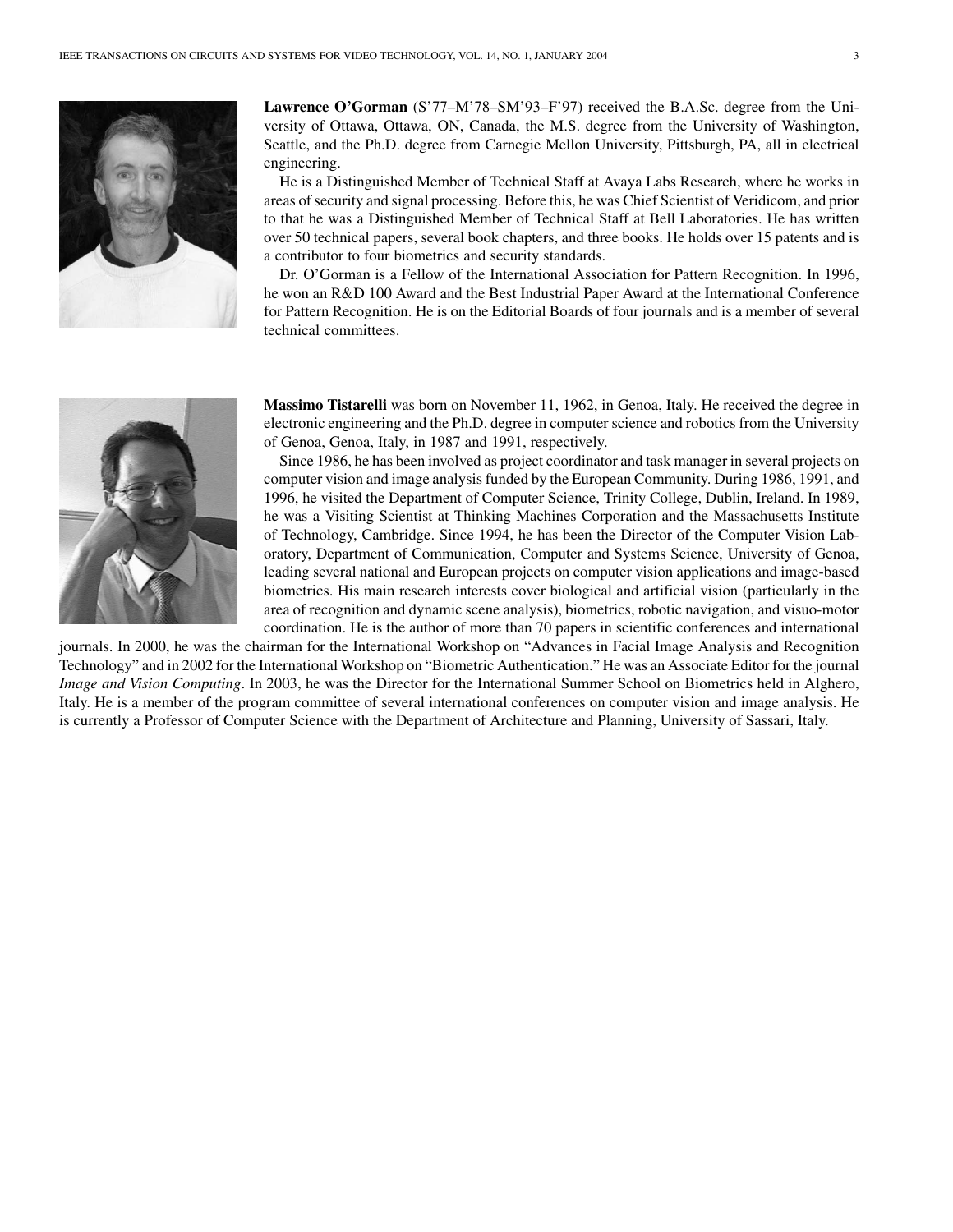**Lawrence O'Gorman** (S'77–M'78–SM'93–F'97) received the B.A.Sc. degree from the University of Ottawa, Ottawa, ON, Canada, the M.S. degree from the University of Washington, Seattle, and the Ph.D. degree from Carnegie Mellon University, Pittsburgh, PA, all in electrical engineering.

He is a Distinguished Member of Technical Staff at Avaya Labs Research, where he works in areas of security and signal processing. Before this, he was Chief Scientist of Veridicom, and prior to that he was a Distinguished Member of Technical Staff at Bell Laboratories. He has written over 50 technical papers, several book chapters, and three books. He holds over 15 patents and is a contributor to four biometrics and security standards.

Dr. O'Gorman is a Fellow of the International Association for Pattern Recognition. In 1996, he won an R&D 100 Award and the Best Industrial Paper Award at the International Conference for Pattern Recognition. He is on the Editorial Boards of four journals and is a member of several technical committees.

**Massimo Tistarelli** was born on November 11, 1962, in Genoa, Italy. He received the degree in electronic engineering and the Ph.D. degree in computer science and robotics from the University of Genoa, Genoa, Italy, in 1987 and 1991, respectively.

Since 1986, he has been involved as project coordinator and task manager in several projects on computer vision and image analysis funded by the European Community. During 1986, 1991, and 1996, he visited the Department of Computer Science, Trinity College, Dublin, Ireland. In 1989, he was a Visiting Scientist at Thinking Machines Corporation and the Massachusetts Institute of Technology, Cambridge. Since 1994, he has been the Director of the Computer Vision Laboratory, Department of Communication, Computer and Systems Science, University of Genoa, leading several national and European projects on computer vision applications and image-based biometrics. His main research interests cover biological and artificial vision (particularly in the area of recognition and dynamic scene analysis), biometrics, robotic navigation, and visuo-motor coordination. He is the author of more than 70 papers in scientific conferences and international journals. In 2000, he was the chairman for the International Workshop on "Advances in Facial Image Analysis and Recognition Technology" and in 2002 for the International Workshop on "Biometric Authentication." He was an Associate Editor for the journal *Image and Vision Computing*. In 2003, he was the Director for the International Summer School on Biometrics held in Alghero, Italy. He is a member of the program committee of several international conferences on computer vision and image analysis. He is currently a Professor of Computer Science with the Department of Architecture and Planning, University of Sassari, Italy.